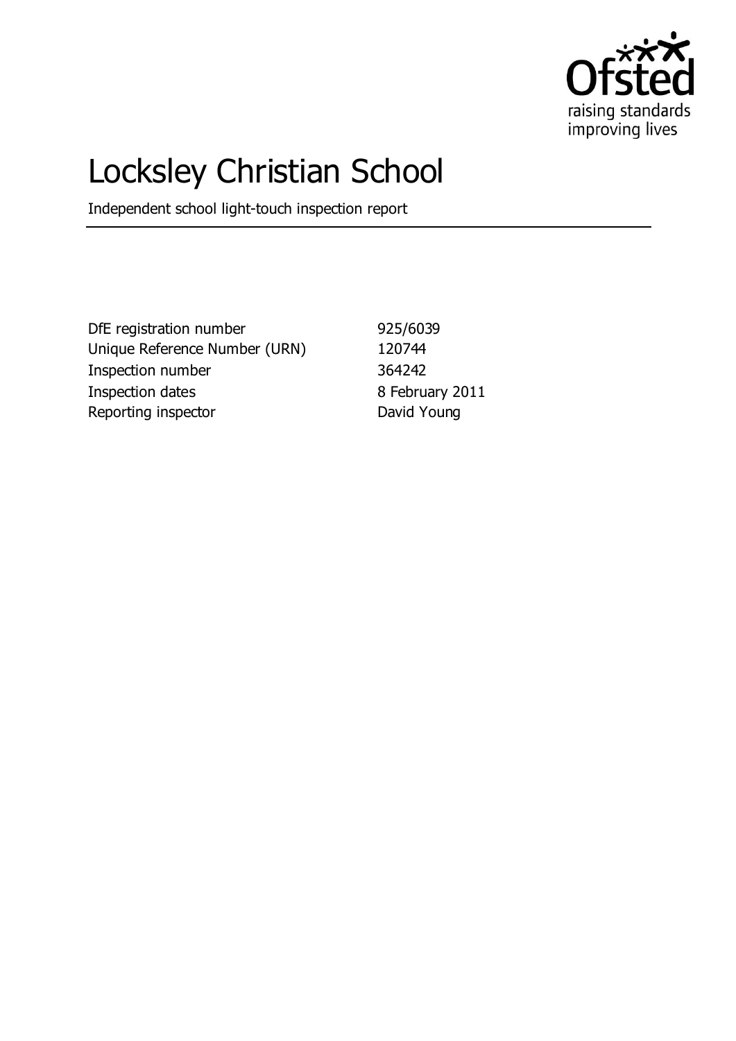# Locksley Christian School

Independent school light-touch inspection report

| | |
|---|---|
| DfE registration number | 925/6039 |
| Unique Reference Number (URN) | 120744 |
| Inspection number | 364242 |
| Inspection dates | 8 February 2011 |
| Reporting inspector | David Young |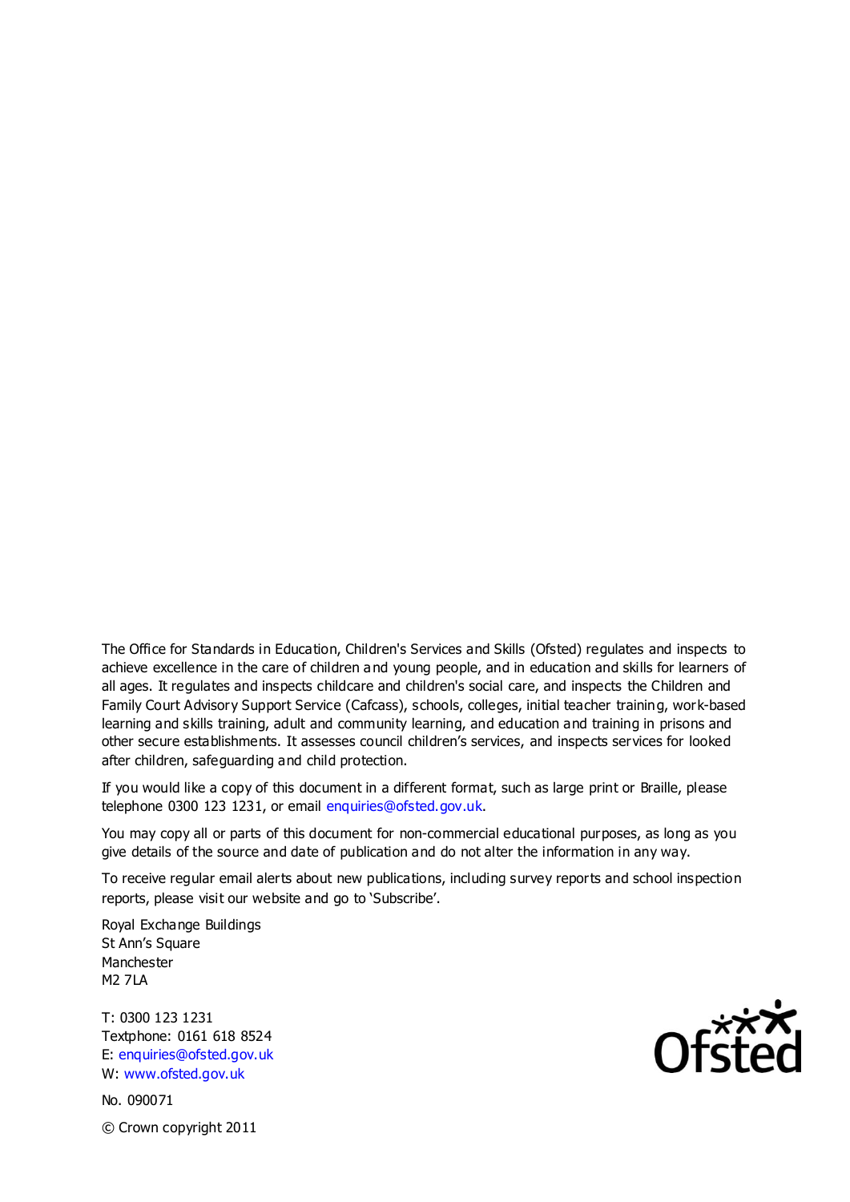The Office for Standards in Education, Children's Services and Skills (Ofsted) regulates and inspects to achieve excellence in the care of children and young people, and in education and skills for learners of all ages. It regulates and inspects childcare and children's social care, and inspects the Children and Family Court Advisory Support Service (Cafcass), schools, colleges, initial teacher training, work-based learning and skills training, adult and community learning, and education and training in prisons and other secure establishments. It assesses council children's services, and inspects services for looked after children, safeguarding and child protection.

If you would like a copy of this document in a different format, such as large print or Braille, please telephone 0300 123 1231, or email enquiries@ofsted.gov.uk.

You may copy all or parts of this document for non-commercial educational purposes, as long as you give details of the source and date of publication and do not alter the information in any way.

To receive regular email alerts about new publications, including survey reports and school inspection reports, please visit our website and go to 'Subscribe'.

Royal Exchange Buildings
St Ann's Square
Manchester
M2 7LA

T: 0300 123 1231
Textphone: 0161 618 8524
E: enquiries@ofsted.gov.uk
W: www.ofsted.gov.uk

No. 090071

© Crown copyright 2011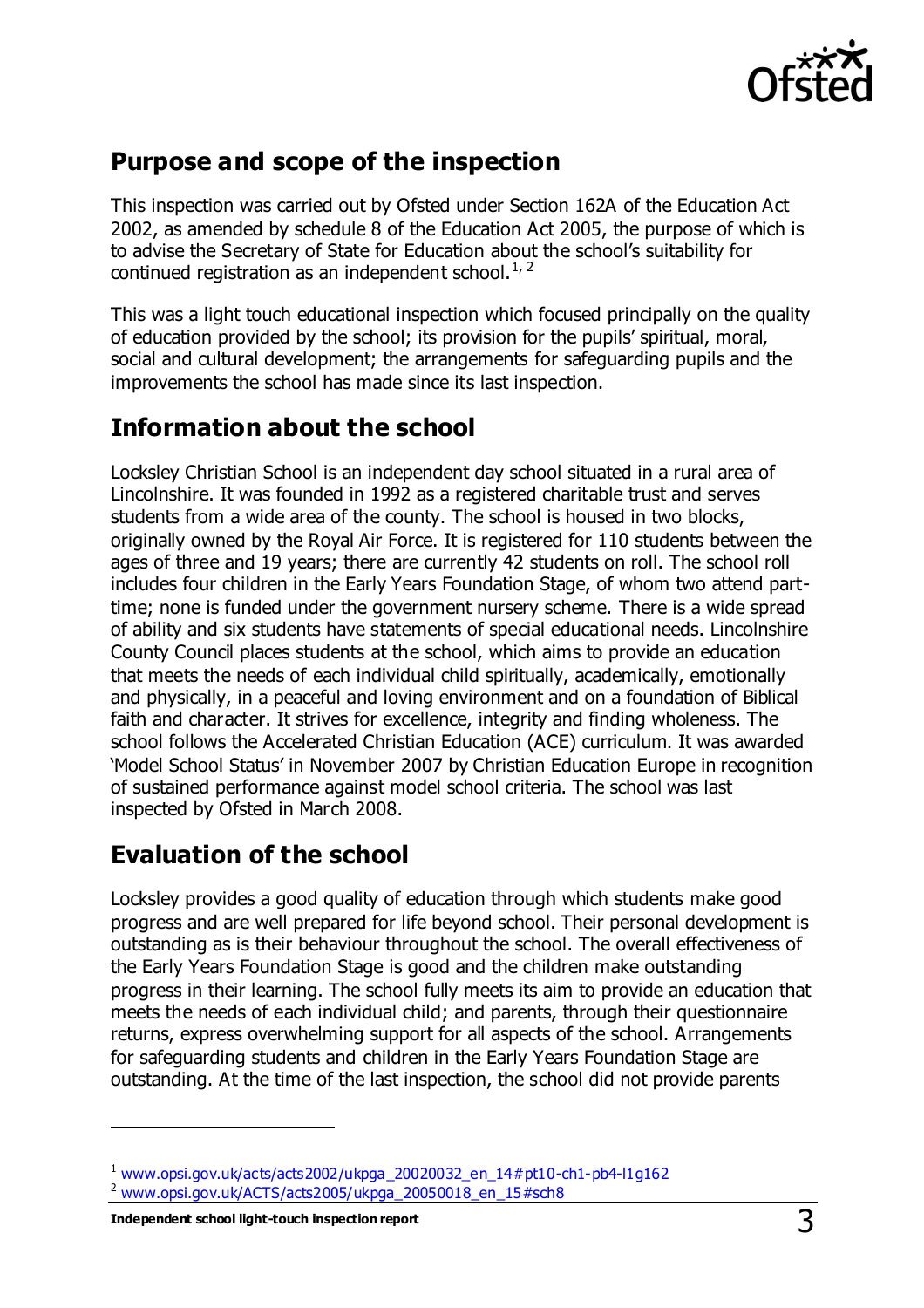## Purpose and scope of the inspection

This inspection was carried out by Ofsted under Section 162A of the Education Act 2002, as amended by schedule 8 of the Education Act 2005, the purpose of which is to advise the Secretary of State for Education about the school's suitability for continued registration as an independent school.[1, 2]

This was a light touch educational inspection which focused principally on the quality of education provided by the school; its provision for the pupils' spiritual, moral, social and cultural development; the arrangements for safeguarding pupils and the improvements the school has made since its last inspection.

## Information about the school

Locksley Christian School is an independent day school situated in a rural area of Lincolnshire. It was founded in 1992 as a registered charitable trust and serves students from a wide area of the county. The school is housed in two blocks, originally owned by the Royal Air Force. It is registered for 110 students between the ages of three and 19 years; there are currently 42 students on roll. The school roll includes four children in the Early Years Foundation Stage, of whom two attend part-time; none is funded under the government nursery scheme. There is a wide spread of ability and six students have statements of special educational needs. Lincolnshire County Council places students at the school, which aims to provide an education that meets the needs of each individual child spiritually, academically, emotionally and physically, in a peaceful and loving environment and on a foundation of Biblical faith and character. It strives for excellence, integrity and finding wholeness. The school follows the Accelerated Christian Education (ACE) curriculum. It was awarded 'Model School Status' in November 2007 by Christian Education Europe in recognition of sustained performance against model school criteria. The school was last inspected by Ofsted in March 2008.

## Evaluation of the school

Locksley provides a good quality of education through which students make good progress and are well prepared for life beyond school. Their personal development is outstanding as is their behaviour throughout the school. The overall effectiveness of the Early Years Foundation Stage is good and the children make outstanding progress in their learning. The school fully meets its aim to provide an education that meets the needs of each individual child; and parents, through their questionnaire returns, express overwhelming support for all aspects of the school. Arrangements for safeguarding students and children in the Early Years Foundation Stage are outstanding. At the time of the last inspection, the school did not provide parents

---

[1] www.opsi.gov.uk/acts/acts2002/ukpga_20020032_en_14#pt10-ch1-pb4-l1g162

[2] www.opsi.gov.uk/ACTS/acts2005/ukpga_20050018_en_15#sch8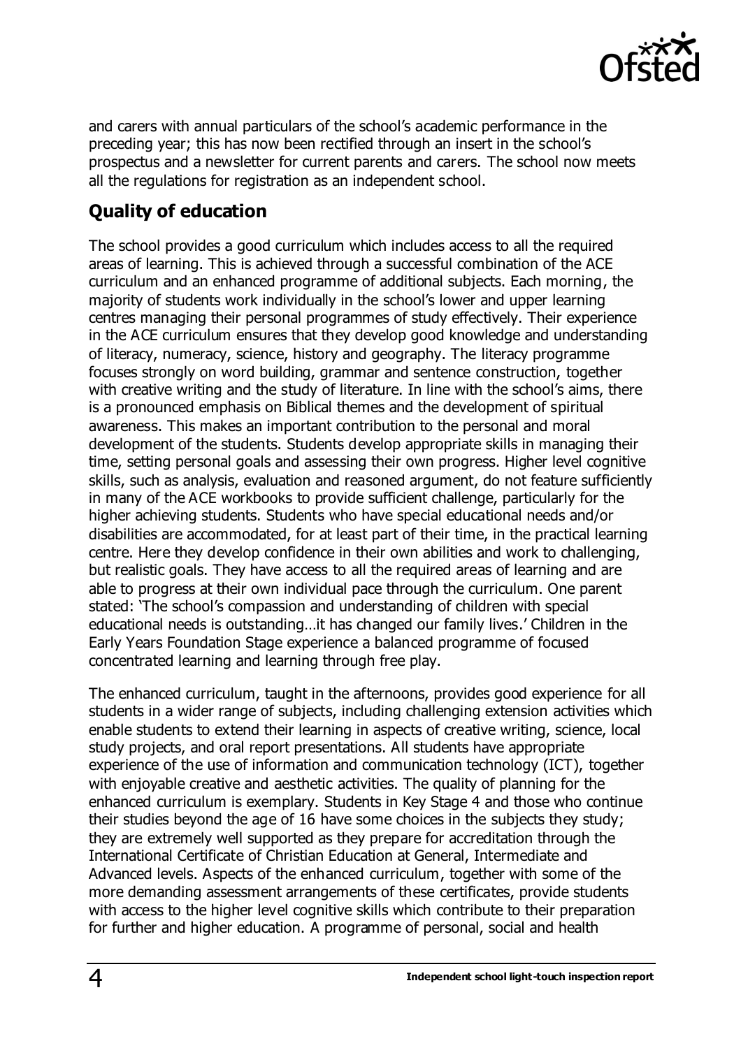and carers with annual particulars of the school's academic performance in the preceding year; this has now been rectified through an insert in the school's prospectus and a newsletter for current parents and carers. The school now meets all the regulations for registration as an independent school.

## Quality of education

The school provides a good curriculum which includes access to all the required areas of learning. This is achieved through a successful combination of the ACE curriculum and an enhanced programme of additional subjects. Each morning, the majority of students work individually in the school's lower and upper learning centres managing their personal programmes of study effectively. Their experience in the ACE curriculum ensures that they develop good knowledge and understanding of literacy, numeracy, science, history and geography. The literacy programme focuses strongly on word building, grammar and sentence construction, together with creative writing and the study of literature. In line with the school's aims, there is a pronounced emphasis on Biblical themes and the development of spiritual awareness. This makes an important contribution to the personal and moral development of the students. Students develop appropriate skills in managing their time, setting personal goals and assessing their own progress. Higher level cognitive skills, such as analysis, evaluation and reasoned argument, do not feature sufficiently in many of the ACE workbooks to provide sufficient challenge, particularly for the higher achieving students. Students who have special educational needs and/or disabilities are accommodated, for at least part of their time, in the practical learning centre. Here they develop confidence in their own abilities and work to challenging, but realistic goals. They have access to all the required areas of learning and are able to progress at their own individual pace through the curriculum. One parent stated: 'The school's compassion and understanding of children with special educational needs is outstanding…it has changed our family lives.' Children in the Early Years Foundation Stage experience a balanced programme of focused concentrated learning and learning through free play.

The enhanced curriculum, taught in the afternoons, provides good experience for all students in a wider range of subjects, including challenging extension activities which enable students to extend their learning in aspects of creative writing, science, local study projects, and oral report presentations. All students have appropriate experience of the use of information and communication technology (ICT), together with enjoyable creative and aesthetic activities. The quality of planning for the enhanced curriculum is exemplary. Students in Key Stage 4 and those who continue their studies beyond the age of 16 have some choices in the subjects they study; they are extremely well supported as they prepare for accreditation through the International Certificate of Christian Education at General, Intermediate and Advanced levels. Aspects of the enhanced curriculum, together with some of the more demanding assessment arrangements of these certificates, provide students with access to the higher level cognitive skills which contribute to their preparation for further and higher education. A programme of personal, social and health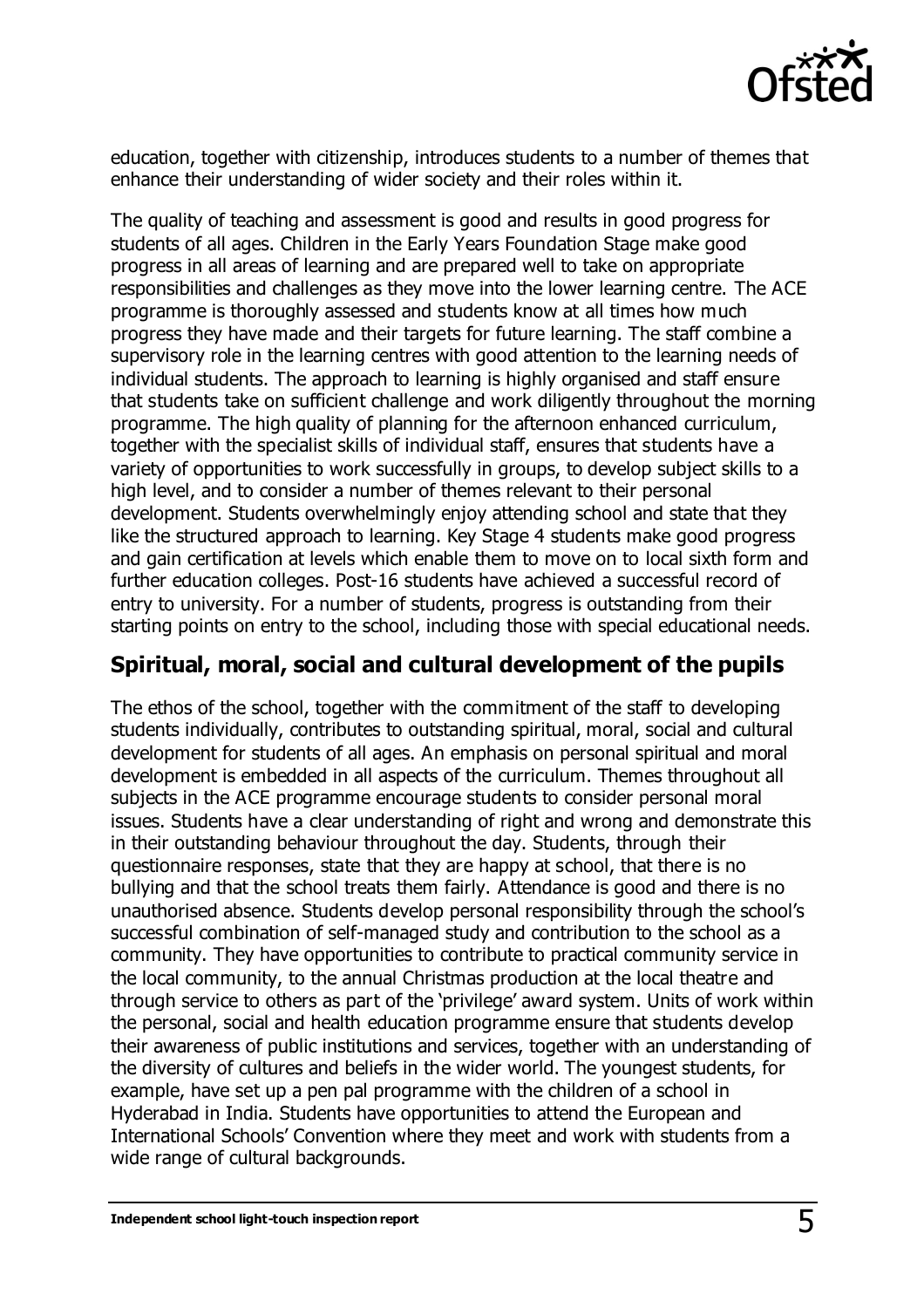education, together with citizenship, introduces students to a number of themes that enhance their understanding of wider society and their roles within it.

The quality of teaching and assessment is good and results in good progress for students of all ages. Children in the Early Years Foundation Stage make good progress in all areas of learning and are prepared well to take on appropriate responsibilities and challenges as they move into the lower learning centre. The ACE programme is thoroughly assessed and students know at all times how much progress they have made and their targets for future learning. The staff combine a supervisory role in the learning centres with good attention to the learning needs of individual students. The approach to learning is highly organised and staff ensure that students take on sufficient challenge and work diligently throughout the morning programme. The high quality of planning for the afternoon enhanced curriculum, together with the specialist skills of individual staff, ensures that students have a variety of opportunities to work successfully in groups, to develop subject skills to a high level, and to consider a number of themes relevant to their personal development. Students overwhelmingly enjoy attending school and state that they like the structured approach to learning. Key Stage 4 students make good progress and gain certification at levels which enable them to move on to local sixth form and further education colleges. Post-16 students have achieved a successful record of entry to university. For a number of students, progress is outstanding from their starting points on entry to the school, including those with special educational needs.

## Spiritual, moral, social and cultural development of the pupils

The ethos of the school, together with the commitment of the staff to developing students individually, contributes to outstanding spiritual, moral, social and cultural development for students of all ages. An emphasis on personal spiritual and moral development is embedded in all aspects of the curriculum. Themes throughout all subjects in the ACE programme encourage students to consider personal moral issues. Students have a clear understanding of right and wrong and demonstrate this in their outstanding behaviour throughout the day. Students, through their questionnaire responses, state that they are happy at school, that there is no bullying and that the school treats them fairly. Attendance is good and there is no unauthorised absence. Students develop personal responsibility through the school's successful combination of self-managed study and contribution to the school as a community. They have opportunities to contribute to practical community service in the local community, to the annual Christmas production at the local theatre and through service to others as part of the 'privilege' award system. Units of work within the personal, social and health education programme ensure that students develop their awareness of public institutions and services, together with an understanding of the diversity of cultures and beliefs in the wider world. The youngest students, for example, have set up a pen pal programme with the children of a school in Hyderabad in India. Students have opportunities to attend the European and International Schools' Convention where they meet and work with students from a wide range of cultural backgrounds.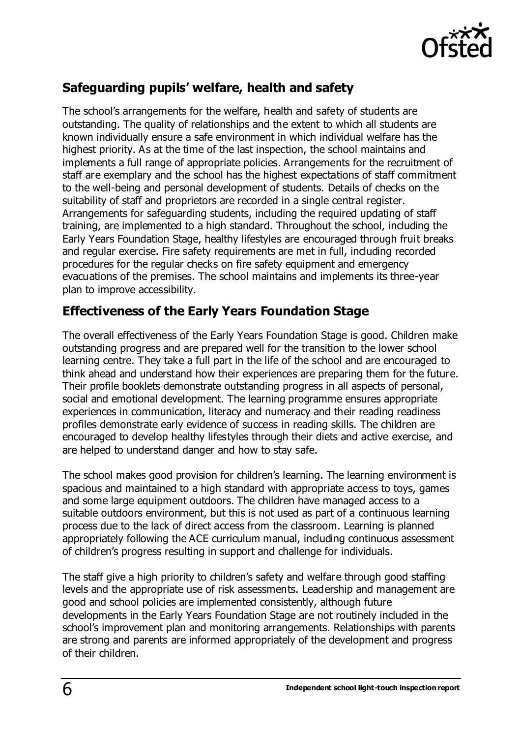## Safeguarding pupils' welfare, health and safety

The school's arrangements for the welfare, health and safety of students are outstanding. The quality of relationships and the extent to which all students are known individually ensure a safe environment in which individual welfare has the highest priority. As at the time of the last inspection, the school maintains and implements a full range of appropriate policies. Arrangements for the recruitment of staff are exemplary and the school has the highest expectations of staff commitment to the well-being and personal development of students. Details of checks on the suitability of staff and proprietors are recorded in a single central register. Arrangements for safeguarding students, including the required updating of staff training, are implemented to a high standard. Throughout the school, including the Early Years Foundation Stage, healthy lifestyles are encouraged through fruit breaks and regular exercise. Fire safety requirements are met in full, including recorded procedures for the regular checks on fire safety equipment and emergency evacuations of the premises. The school maintains and implements its three-year plan to improve accessibility.

## Effectiveness of the Early Years Foundation Stage

The overall effectiveness of the Early Years Foundation Stage is good. Children make outstanding progress and are prepared well for the transition to the lower school learning centre. They take a full part in the life of the school and are encouraged to think ahead and understand how their experiences are preparing them for the future. Their profile booklets demonstrate outstanding progress in all aspects of personal, social and emotional development. The learning programme ensures appropriate experiences in communication, literacy and numeracy and their reading readiness profiles demonstrate early evidence of success in reading skills. The children are encouraged to develop healthy lifestyles through their diets and active exercise, and are helped to understand danger and how to stay safe.

The school makes good provision for children's learning. The learning environment is spacious and maintained to a high standard with appropriate access to toys, games and some large equipment outdoors. The children have managed access to a suitable outdoors environment, but this is not used as part of a continuous learning process due to the lack of direct access from the classroom. Learning is planned appropriately following the ACE curriculum manual, including continuous assessment of children's progress resulting in support and challenge for individuals.

The staff give a high priority to children's safety and welfare through good staffing levels and the appropriate use of risk assessments. Leadership and management are good and school policies are implemented consistently, although future developments in the Early Years Foundation Stage are not routinely included in the school's improvement plan and monitoring arrangements. Relationships with parents are strong and parents are informed appropriately of the development and progress of their children.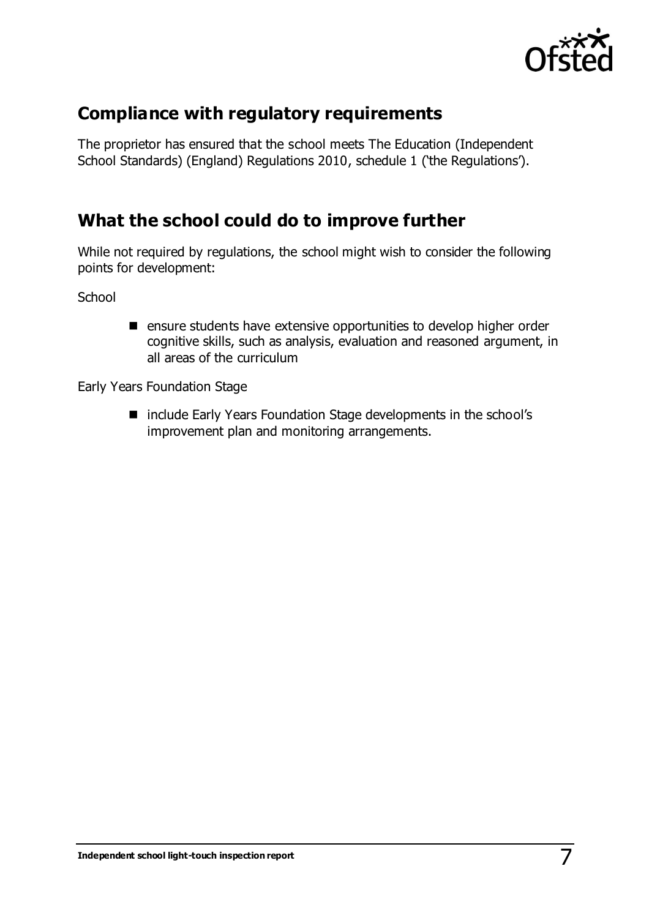## Compliance with regulatory requirements

The proprietor has ensured that the school meets The Education (Independent School Standards) (England) Regulations 2010, schedule 1 ('the Regulations').

## What the school could do to improve further

While not required by regulations, the school might wish to consider the following points for development:

School

- ensure students have extensive opportunities to develop higher order cognitive skills, such as analysis, evaluation and reasoned argument, in all areas of the curriculum

Early Years Foundation Stage

- include Early Years Foundation Stage developments in the school's improvement plan and monitoring arrangements.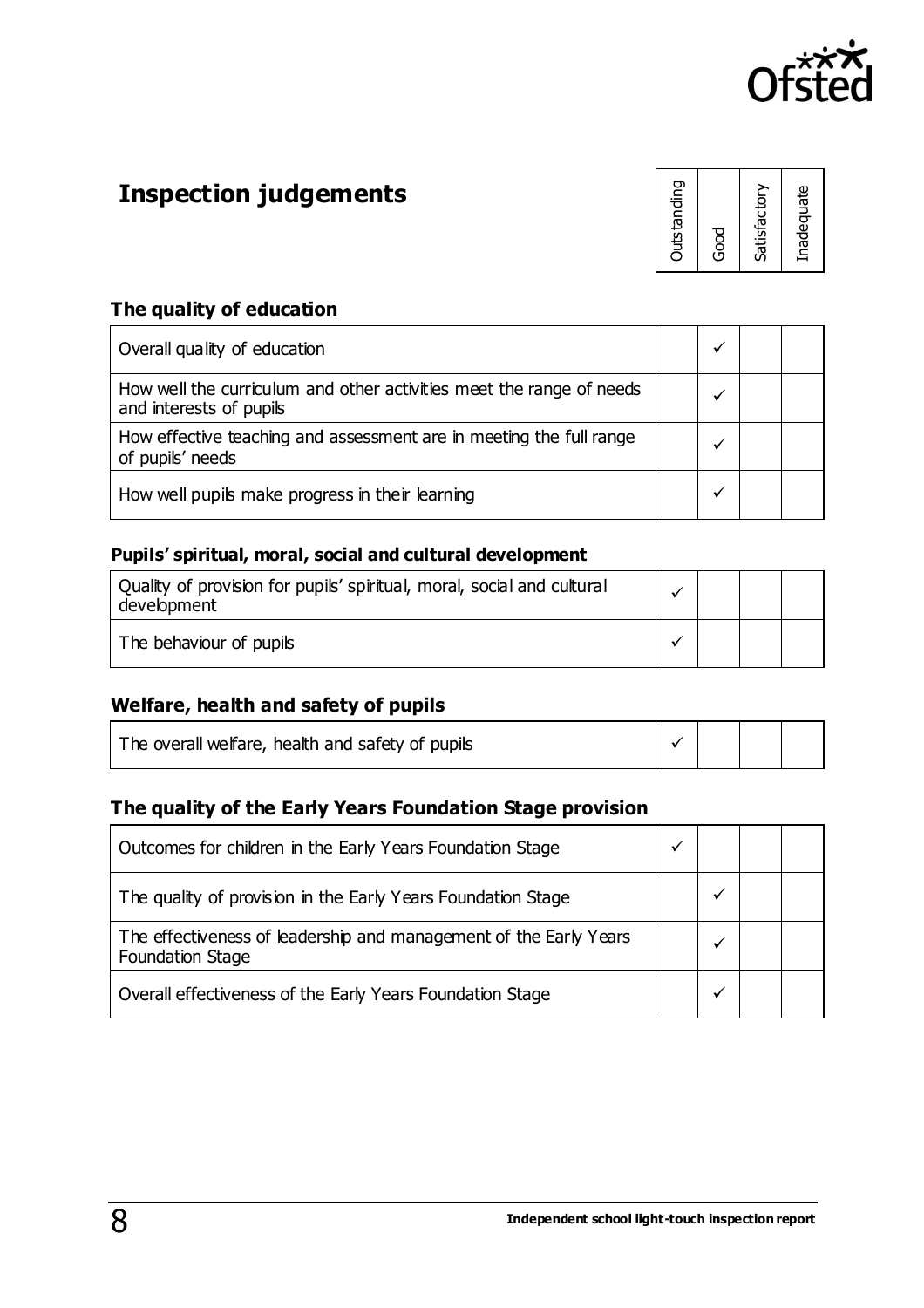# Inspection judgements

| | Outstanding | Good | Satisfactory | Inadequate |
|---|---|---|---|---|

### The quality of education

| | Outstanding | Good | Satisfactory | Inadequate |
|---|---|---|---|---|
| Overall quality of education | | ✓ | | |
| How well the curriculum and other activities meet the range of needs and interests of pupils | | ✓ | | |
| How effective teaching and assessment are in meeting the full range of pupils' needs | | ✓ | | |
| How well pupils make progress in their learning | | ✓ | | |

### Pupils' spiritual, moral, social and cultural development

| | Outstanding | Good | Satisfactory | Inadequate |
|---|---|---|---|---|
| Quality of provision for pupils' spiritual, moral, social and cultural development | ✓ | | | |
| The behaviour of pupils | ✓ | | | |

### Welfare, health and safety of pupils

| | Outstanding | Good | Satisfactory | Inadequate |
|---|---|---|---|---|
| The overall welfare, health and safety of pupils | ✓ | | | |

### The quality of the Early Years Foundation Stage provision

| | Outstanding | Good | Satisfactory | Inadequate |
|---|---|---|---|---|
| Outcomes for children in the Early Years Foundation Stage | ✓ | | | |
| The quality of provision in the Early Years Foundation Stage | | ✓ | | |
| The effectiveness of leadership and management of the Early Years Foundation Stage | | ✓ | | |
| Overall effectiveness of the Early Years Foundation Stage | | ✓ | | |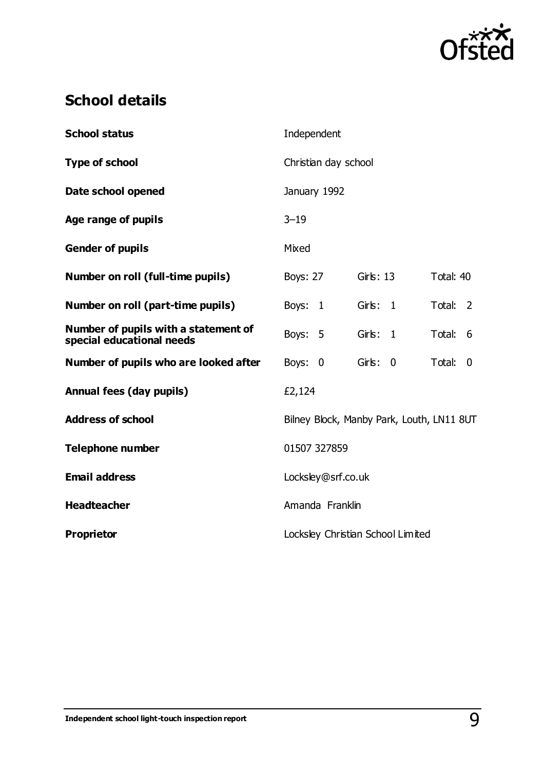## School details

| | | | |
|---|---|---|---|
| **School status** | Independent | | |
| **Type of school** | Christian day school | | |
| **Date school opened** | January 1992 | | |
| **Age range of pupils** | 3–19 | | |
| **Gender of pupils** | Mixed | | |
| **Number on roll (full-time pupils)** | Boys: 27 | Girls: 13 | Total: 40 |
| **Number on roll (part-time pupils)** | Boys: 1 | Girls: 1 | Total: 2 |
| **Number of pupils with a statement of special educational needs** | Boys: 5 | Girls: 1 | Total: 6 |
| **Number of pupils who are looked after** | Boys: 0 | Girls: 0 | Total: 0 |
| **Annual fees (day pupils)** | £2,124 | | |
| **Address of school** | Bilney Block, Manby Park, Louth, LN11 8UT | | |
| **Telephone number** | 01507 327859 | | |
| **Email address** | Locksley@srf.co.uk | | |
| **Headteacher** | Amanda Franklin | | |
| **Proprietor** | Locksley Christian School Limited | | |